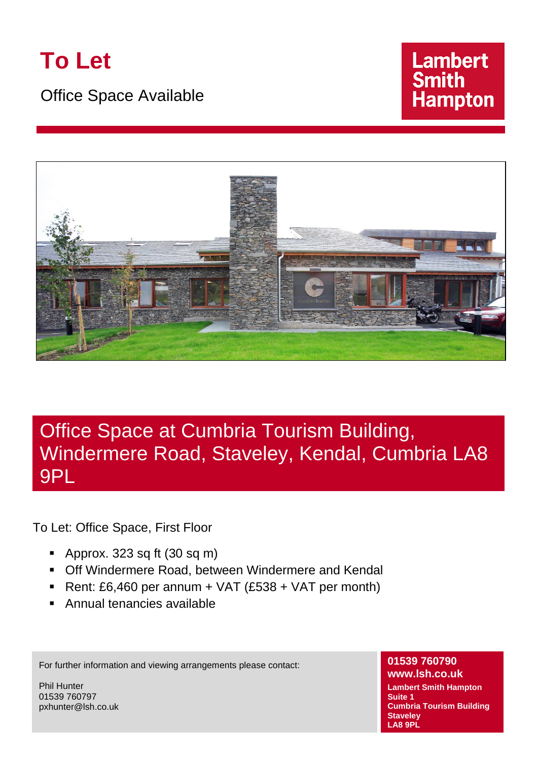# To Let

Office Space Available

Lambert Smith Hampton

## Office Space at Cumbria Tourism Building, Windermere Road, Staveley, Kendal, Cumbria LA8 9PL

To Let: Office Space, First Floor

- Approx. 323 sq ft (30 sq m)
- Off Windermere Road, between Windermere and Kendal
- Rent: £6,460 per annum + VAT (£538 + VAT per month)
- Annual tenancies available

For further information and viewing arrangements please contact:

Phil Hunter
01539 760797
pxhunter@lsh.co.uk

**01539 760790**
**www.lsh.co.uk**
**Lambert Smith Hampton**
**Suite 1**
**Cumbria Tourism Building**
**Staveley**
**LA8 9PL**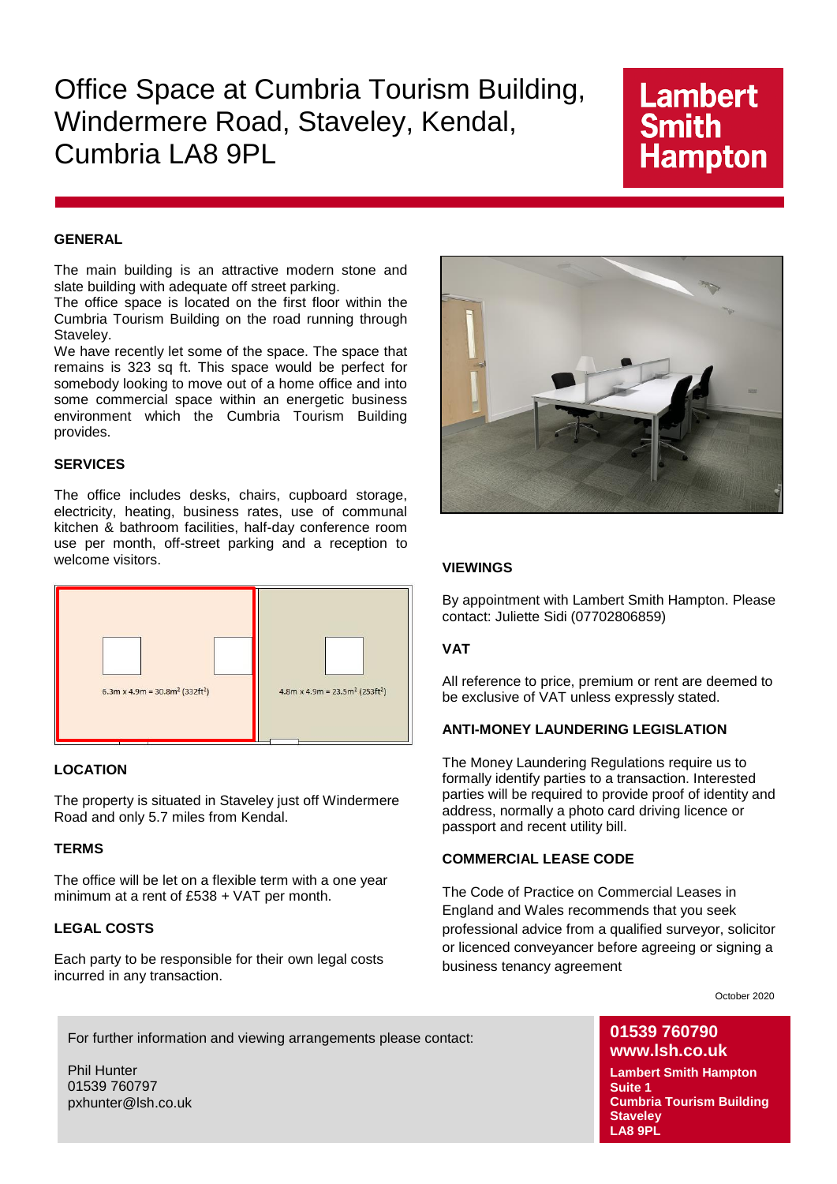# Office Space at Cumbria Tourism Building, Windermere Road, Staveley, Kendal, Cumbria LA8 9PL

**Lambert Smith Hampton**

## GENERAL

The main building is an attractive modern stone and slate building with adequate off street parking.
The office space is located on the first floor within the Cumbria Tourism Building on the road running through Staveley.
We have recently let some of the space. The space that remains is 323 sq ft. This space would be perfect for somebody looking to move out of a home office and into some commercial space within an energetic business environment which the Cumbria Tourism Building provides.

## SERVICES

The office includes desks, chairs, cupboard storage, electricity, heating, business rates, use of communal kitchen & bathroom facilities, half-day conference room use per month, off-street parking and a reception to welcome visitors.

6.3m x 4.9m = 30.8m² (332ft²)

4.8m x 4.9m = 23.5m² (253ft²)

## LOCATION

The property is situated in Staveley just off Windermere Road and only 5.7 miles from Kendal.

## TERMS

The office will be let on a flexible term with a one year minimum at a rent of £538 + VAT per month.

## LEGAL COSTS

Each party to be responsible for their own legal costs incurred in any transaction.

## VIEWINGS

By appointment with Lambert Smith Hampton. Please contact: Juliette Sidi (07702806859)

## VAT

All reference to price, premium or rent are deemed to be exclusive of VAT unless expressly stated.

## ANTI-MONEY LAUNDERING LEGISLATION

The Money Laundering Regulations require us to formally identify parties to a transaction. Interested parties will be required to provide proof of identity and address, normally a photo card driving licence or passport and recent utility bill.

## COMMERCIAL LEASE CODE

The Code of Practice on Commercial Leases in England and Wales recommends that you seek professional advice from a qualified surveyor, solicitor or licenced conveyancer before agreeing or signing a business tenancy agreement

October 2020

For further information and viewing arrangements please contact:

Phil Hunter
01539 760797
pxhunter@lsh.co.uk

**01539 760790**
**www.lsh.co.uk**

**Lambert Smith Hampton**
**Suite 1**
**Cumbria Tourism Building**
**Staveley**
**LA8 9PL**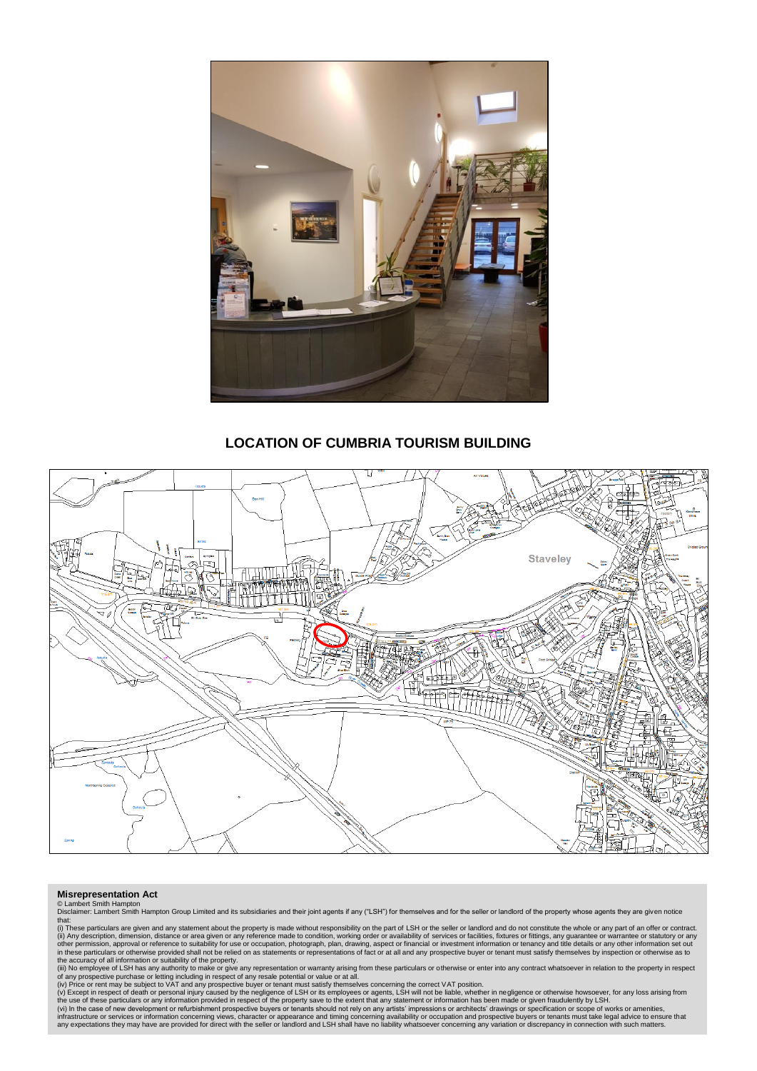**LOCATION OF CUMBRIA TOURISM BUILDING**

**Misrepresentation Act**

© Lambert Smith Hampton

Disclaimer: Lambert Smith Hampton Group Limited and its subsidiaries and their joint agents if any ("LSH") for themselves and for the seller or landlord of the property whose agents they are given notice that:

(i) These particulars are given and any statement about the property is made without responsibility on the part of LSH or the seller or landlord and do not constitute the whole or any part of an offer or contract.

(ii) Any description, dimension, distance or area given or any reference made to condition, working order or availability of services or facilities, fixtures or fittings, any guarantee or warrantee or statutory or any other permission, approval or reference to suitability for use or occupation, photograph, plan, drawing, aspect or financial or investment information or tenancy and title details or any other information set out in these particulars or otherwise provided shall not be relied on as statements or representations of fact or at all and any prospective buyer or tenant must satisfy themselves by inspection or otherwise as to the accuracy of all information or suitability of the property.

(iii) No employee of LSH has any authority to make or give any representation or warranty arising from these particulars or otherwise or enter into any contract whatsoever in relation to the property in respect of any prospective purchase or letting including in respect of any resale potential or value or at all.

(iv) Price or rent may be subject to VAT and any prospective buyer or tenant must satisfy themselves concerning the correct VAT position.

(v) Except in respect of death or personal injury caused by the negligence of LSH or its employees or agents, LSH will not be liable, whether in negligence or otherwise howsoever, for any loss arising from the use of these particulars or any information provided in respect of the property save to the extent that any statement or information has been made or given fraudulently by LSH.

(vi) In the case of new development or refurbishment prospective buyers or tenants should not rely on any artists' impressions or architects' drawings or specification or scope of works or amenities, infrastructure or services or information concerning views, character or appearance and timing concerning availability or occupation and prospective buyers or tenants must take legal advice to ensure that any expectations they may have are provided for direct with the seller or landlord and LSH shall have no liability whatsoever concerning any variation or discrepancy in connection with such matters.